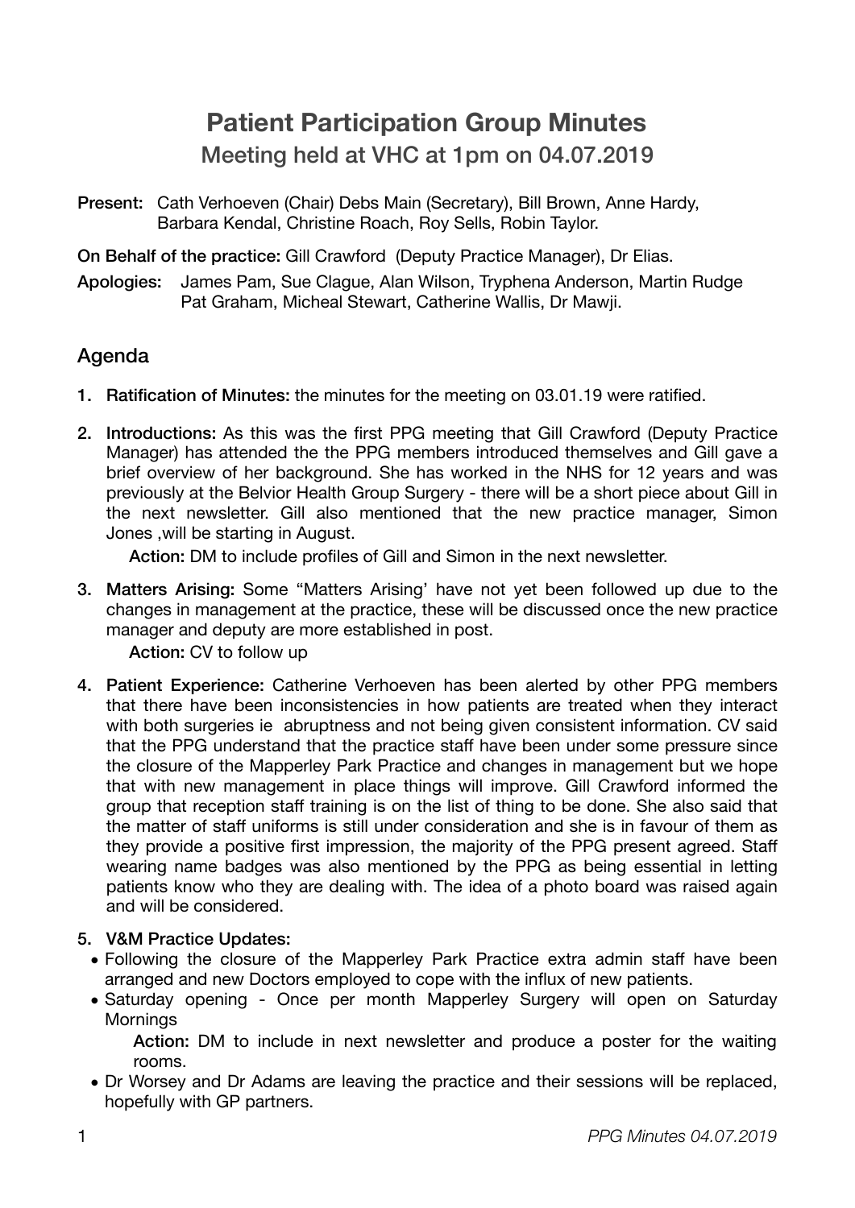# Patient Participation Group Minutes

## Meeting held at VHC at 1pm on 04.07.2019

**Present:** Cath Verhoeven (Chair) Debs Main (Secretary), Bill Brown, Anne Hardy, Barbara Kendal, Christine Roach, Roy Sells, Robin Taylor.

**On Behalf of the practice:** Gill Crawford (Deputy Practice Manager), Dr Elias.

**Apologies:** James Pam, Sue Clague, Alan Wilson, Tryphena Anderson, Martin Rudge Pat Graham, Micheal Stewart, Catherine Wallis, Dr Mawji.

## Agenda

1. **Ratification of Minutes:** the minutes for the meeting on 03.01.19 were ratified.

2. **Introductions:** As this was the first PPG meeting that Gill Crawford (Deputy Practice Manager) has attended the the PPG members introduced themselves and Gill gave a brief overview of her background. She has worked in the NHS for 12 years and was previously at the Belvior Health Group Surgery - there will be a short piece about Gill in the next newsletter. Gill also mentioned that the new practice manager, Simon Jones ,will be starting in August.

   **Action:** DM to include profiles of Gill and Simon in the next newsletter.

3. **Matters Arising:** Some "Matters Arising' have not yet been followed up due to the changes in management at the practice, these will be discussed once the new practice manager and deputy are more established in post.

   **Action:** CV to follow up

4. **Patient Experience:** Catherine Verhoeven has been alerted by other PPG members that there have been inconsistencies in how patients are treated when they interact with both surgeries ie abruptness and not being given consistent information. CV said that the PPG understand that the practice staff have been under some pressure since the closure of the Mapperley Park Practice and changes in management but we hope that with new management in place things will improve. Gill Crawford informed the group that reception staff training is on the list of thing to be done. She also said that the matter of staff uniforms is still under consideration and she is in favour of them as they provide a positive first impression, the majority of the PPG present agreed. Staff wearing name badges was also mentioned by the PPG as being essential in letting patients know who they are dealing with. The idea of a photo board was raised again and will be considered.

5. **V&M Practice Updates:**
   - Following the closure of the Mapperley Park Practice extra admin staff have been arranged and new Doctors employed to cope with the influx of new patients.
   - Saturday opening - Once per month Mapperley Surgery will open on Saturday Mornings

     **Action:** DM to include in next newsletter and produce a poster for the waiting rooms.
   - Dr Worsey and Dr Adams are leaving the practice and their sessions will be replaced, hopefully with GP partners.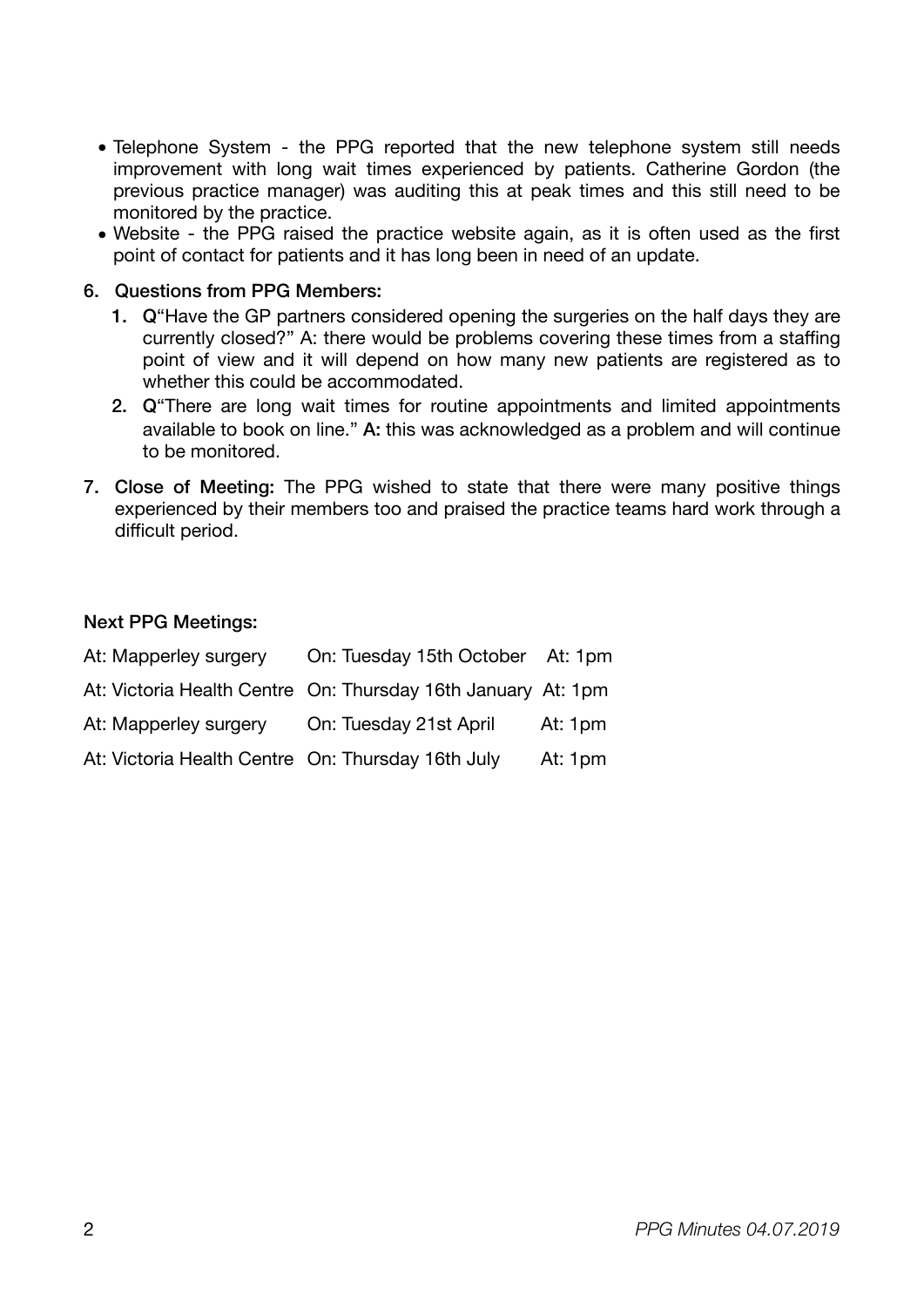- Telephone System - the PPG reported that the new telephone system still needs improvement with long wait times experienced by patients. Catherine Gordon (the previous practice manager) was auditing this at peak times and this still need to be monitored by the practice.
- Website - the PPG raised the practice website again, as it is often used as the first point of contact for patients and it has long been in need of an update.

6. **Questions from PPG Members:**
    1. **Q**"Have the GP partners considered opening the surgeries on the half days they are currently closed?" A: there would be problems covering these times from a staffing point of view and it will depend on how many new patients are registered as to whether this could be accommodated.
    2. **Q**"There are long wait times for routine appointments and limited appointments available to book on line." **A:** this was acknowledged as a problem and will continue to be monitored.

7. **Close of Meeting:** The PPG wished to state that there were many positive things experienced by their members too and praised the practice teams hard work through a difficult period.

**Next PPG Meetings:**

| | | |
|---|---|---|
| At: Mapperley surgery | On: Tuesday 15th October | At: 1pm |
| At: Victoria Health Centre | On: Thursday 16th January | At: 1pm |
| At: Mapperley surgery | On: Tuesday 21st April | At: 1pm |
| At: Victoria Health Centre | On: Thursday 16th July | At: 1pm |